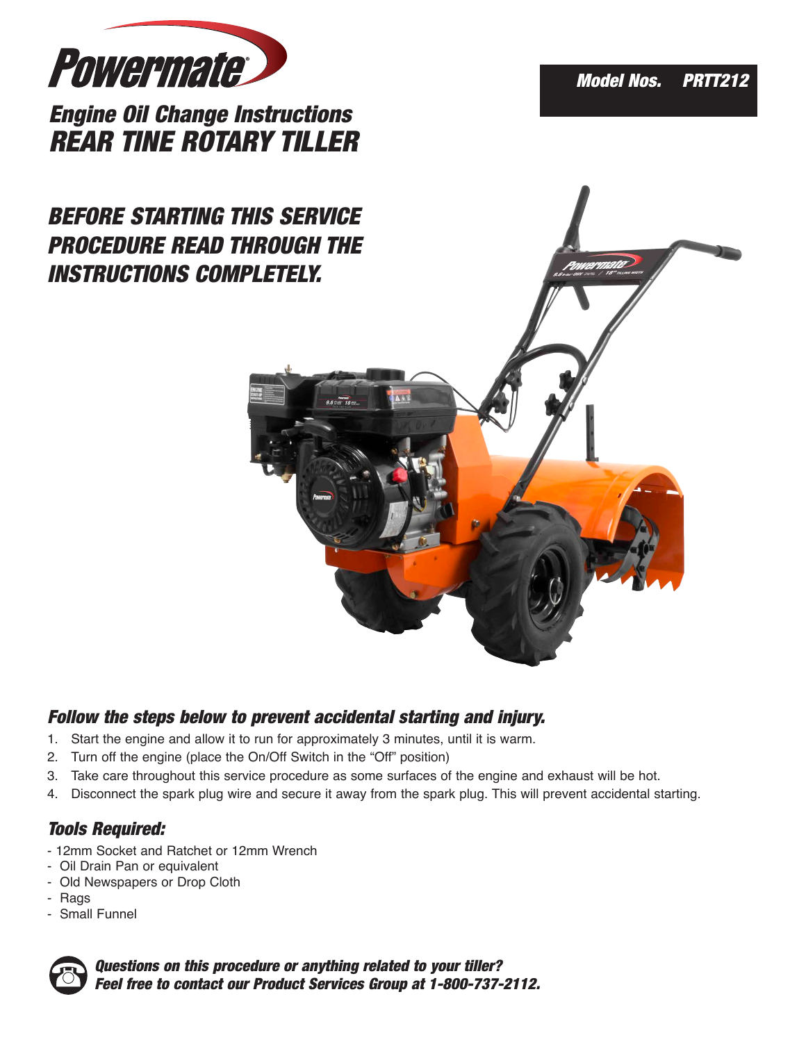Powermate®

**Model Nos. PRTT212**

# Engine Oil Change Instructions
# REAR TINE ROTARY TILLER

## BEFORE STARTING THIS SERVICE PROCEDURE READ THROUGH THE INSTRUCTIONS COMPLETELY.

### Follow the steps below to prevent accidental starting and injury.

1. Start the engine and allow it to run for approximately 3 minutes, until it is warm.
2. Turn off the engine (place the On/Off Switch in the "Off" position)
3. Take care throughout this service procedure as some surfaces of the engine and exhaust will be hot.
4. Disconnect the spark plug wire and secure it away from the spark plug. This will prevent accidental starting.

### Tools Required:

- 12mm Socket and Ratchet or 12mm Wrench
- Oil Drain Pan or equivalent
- Old Newspapers or Drop Cloth
- Rags
- Small Funnel

***Questions on this procedure or anything related to your tiller? Feel free to contact our Product Services Group at 1-800-737-2112.***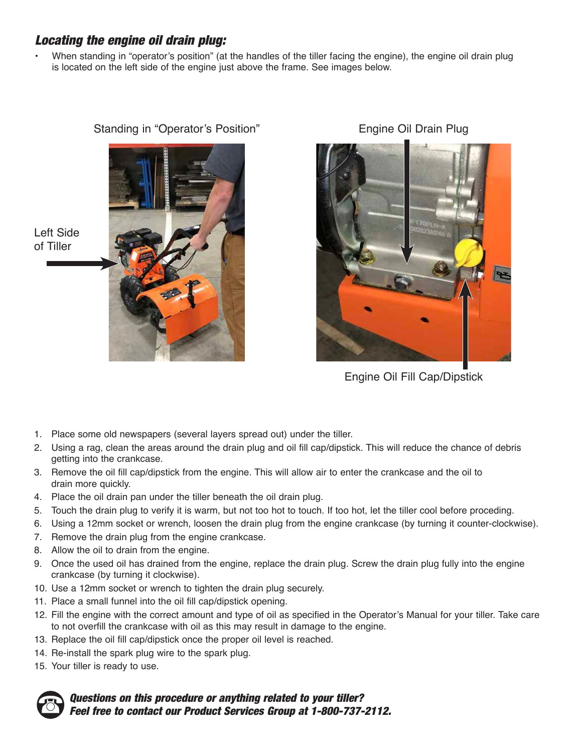### *Locating the engine oil drain plug:*

- When standing in "operator's position" (at the handles of the tiller facing the engine), the engine oil drain plug is located on the left side of the engine just above the frame. See images below.

Standing in "Operator's Position"

Left Side of Tiller

Engine Oil Drain Plug

Engine Oil Fill Cap/Dipstick

1. Place some old newspapers (several layers spread out) under the tiller.
2. Using a rag, clean the areas around the drain plug and oil fill cap/dipstick. This will reduce the chance of debris getting into the crankcase.
3. Remove the oil fill cap/dipstick from the engine. This will allow air to enter the crankcase and the oil to drain more quickly.
4. Place the oil drain pan under the tiller beneath the oil drain plug.
5. Touch the drain plug to verify it is warm, but not too hot to touch. If too hot, let the tiller cool before proceding.
6. Using a 12mm socket or wrench, loosen the drain plug from the engine crankcase (by turning it counter-clockwise).
7. Remove the drain plug from the engine crankcase.
8. Allow the oil to drain from the engine.
9. Once the used oil has drained from the engine, replace the drain plug. Screw the drain plug fully into the engine crankcase (by turning it clockwise).
10. Use a 12mm socket or wrench to tighten the drain plug securely.
11. Place a small funnel into the oil fill cap/dipstick opening.
12. Fill the engine with the correct amount and type of oil as specified in the Operator's Manual for your tiller. Take care to not overfill the crankcase with oil as this may result in damage to the engine.
13. Replace the oil fill cap/dipstick once the proper oil level is reached.
14. Re-install the spark plug wire to the spark plug.
15. Your tiller is ready to use.

***Questions on this procedure or anything related to your tiller?***
***Feel free to contact our Product Services Group at 1-800-737-2112.***